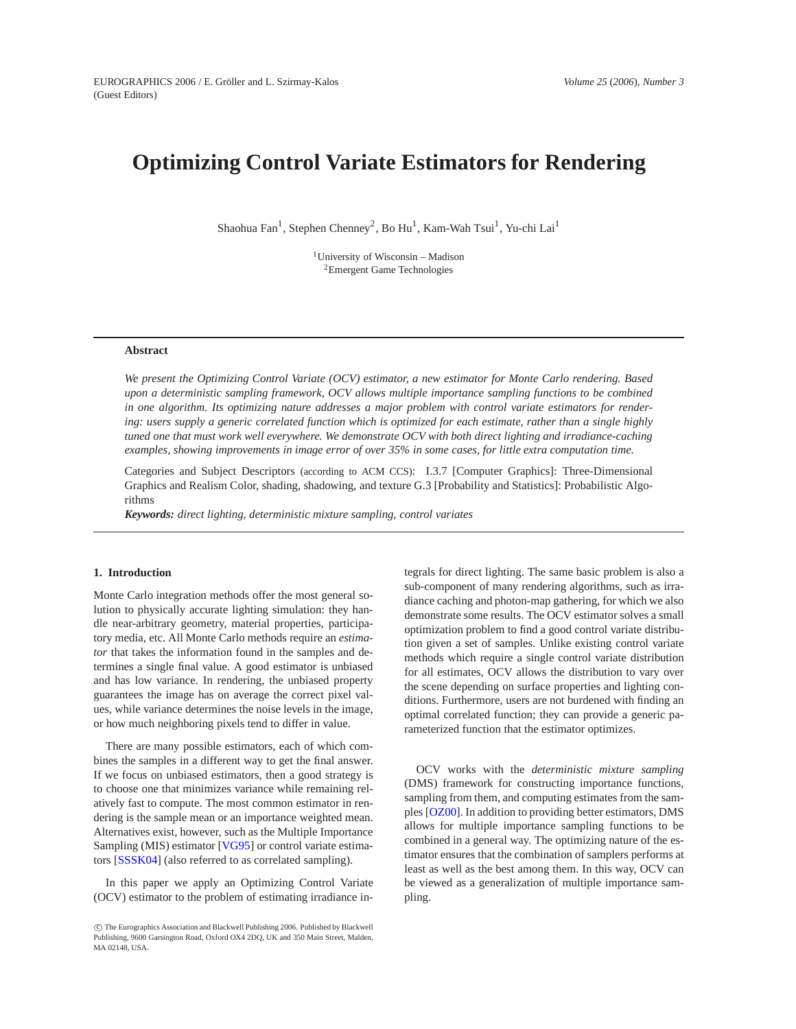# Optimizing Control Variate Estimators for Rendering

Shaohua Fan[1], Stephen Chenney[2], Bo Hu[1], Kam-Wah Tsui[1], Yu-chi Lai[1]

[1]University of Wisconsin – Madison
[2]Emergent Game Technologies

## Abstract

*We present the Optimizing Control Variate (OCV) estimator, a new estimator for Monte Carlo rendering. Based upon a deterministic sampling framework, OCV allows multiple importance sampling functions to be combined in one algorithm. Its optimizing nature addresses a major problem with control variate estimators for rendering: users supply a generic correlated function which is optimized for each estimate, rather than a single highly tuned one that must work well everywhere. We demonstrate OCV with both direct lighting and irradiance-caching examples, showing improvements in image error of over 35% in some cases, for little extra computation time.*

Categories and Subject Descriptors (according to ACM CCS): I.3.7 [Computer Graphics]: Three-Dimensional Graphics and Realism Color, shading, shadowing, and texture G.3 [Probability and Statistics]: Probabilistic Algorithms

***Keywords:*** *direct lighting, deterministic mixture sampling, control variates*

## 1. Introduction

Monte Carlo integration methods offer the most general solution to physically accurate lighting simulation: they handle near-arbitrary geometry, material properties, participatory media, etc. All Monte Carlo methods require an *estimator* that takes the information found in the samples and determines a single final value. A good estimator is unbiased and has low variance. In rendering, the unbiased property guarantees the image has on average the correct pixel values, while variance determines the noise levels in the image, or how much neighboring pixels tend to differ in value.

There are many possible estimators, each of which combines the samples in a different way to get the final answer. If we focus on unbiased estimators, then a good strategy is to choose one that minimizes variance while remaining relatively fast to compute. The most common estimator in rendering is the sample mean or an importance weighted mean. Alternatives exist, however, such as the Multiple Importance Sampling (MIS) estimator [VG95] or control variate estimators [SSSK04] (also referred to as correlated sampling).

In this paper we apply an Optimizing Control Variate (OCV) estimator to the problem of estimating irradiance integrals for direct lighting. The same basic problem is also a sub-component of many rendering algorithms, such as irradiance caching and photon-map gathering, for which we also demonstrate some results. The OCV estimator solves a small optimization problem to find a good control variate distribution given a set of samples. Unlike existing control variate methods which require a single control variate distribution for all estimates, OCV allows the distribution to vary over the scene depending on surface properties and lighting conditions. Furthermore, users are not burdened with finding an optimal correlated function; they can provide a generic parameterized function that the estimator optimizes.

OCV works with the *deterministic mixture sampling* (DMS) framework for constructing importance functions, sampling from them, and computing estimates from the samples [OZ00]. In addition to providing better estimators, DMS allows for multiple importance sampling functions to be combined in a general way. The optimizing nature of the estimator ensures that the combination of samplers performs at least as well as the best among them. In this way, OCV can be viewed as a generalization of multiple importance sampling.

© The Eurographics Association and Blackwell Publishing 2006. Published by Blackwell Publishing, 9600 Garsington Road, Oxford OX4 2DQ, UK and 350 Main Street, Malden, MA 02148, USA.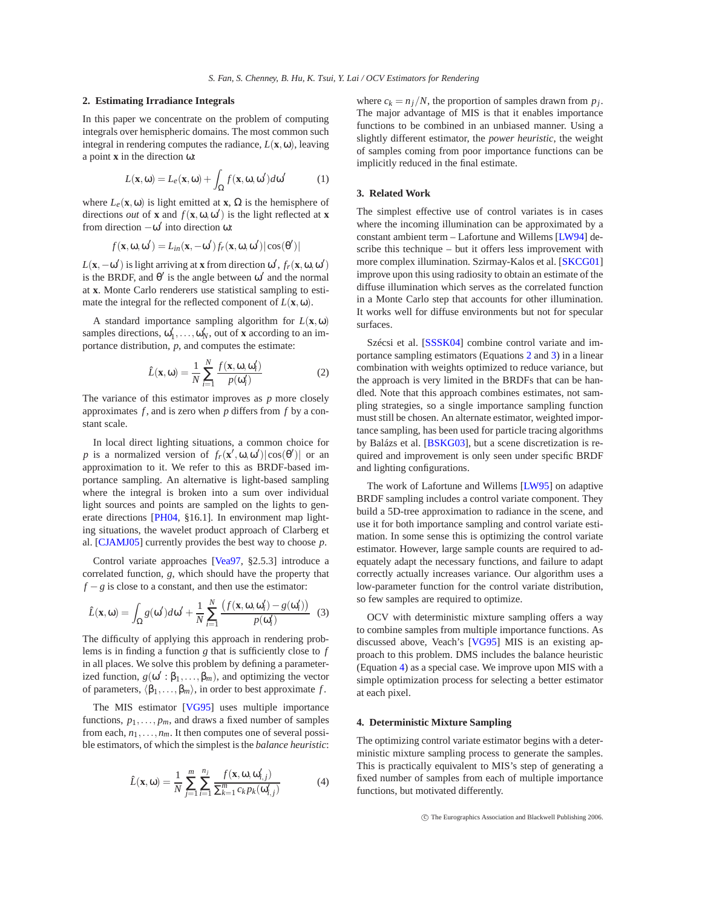## 2. Estimating Irradiance Integrals

In this paper we concentrate on the problem of computing integrals over hemispheric domains. The most common such integral in rendering computes the radiance, $L(\mathbf{x}, \omega)$, leaving a point $\mathbf{x}$ in the direction $\omega$:

$$L(\mathbf{x}, \omega) = L_e(\mathbf{x}, \omega) + \int_{\Omega} f(\mathbf{x}, \omega, \omega')d\omega' \qquad (1)$$

where $L_e(\mathbf{x}, \omega)$ is light emitted at $\mathbf{x}$, $\Omega$ is the hemisphere of directions *out* of $\mathbf{x}$ and $f(\mathbf{x}, \omega, \omega')$ is the light reflected at $\mathbf{x}$ from direction $-\omega'$ into direction $\omega$:

$$f(\mathbf{x}, \omega, \omega') = L_{in}(\mathbf{x}, -\omega') f_r(\mathbf{x}, \omega, \omega') |\cos(\theta')|$$

$L(\mathbf{x}, -\omega')$ is light arriving at $\mathbf{x}$ from direction $\omega'$, $f_r(\mathbf{x}, \omega, \omega')$ is the BRDF, and $\theta'$ is the angle between $\omega'$ and the normal at $\mathbf{x}$. Monte Carlo renderers use statistical sampling to estimate the integral for the reflected component of $L(\mathbf{x}, \omega)$.

A standard importance sampling algorithm for $L(\mathbf{x}, \omega)$ samples directions, $\omega'_1, \ldots, \omega'_N$, out of $\mathbf{x}$ according to an importance distribution, $p$, and computes the estimate:

$$\hat{L}(\mathbf{x}, \omega) = \frac{1}{N} \sum_{i=1}^{N} \frac{f(\mathbf{x}, \omega, \omega'_i)}{p(\omega'_i)} \qquad (2)$$

The variance of this estimator improves as $p$ more closely approximates $f$, and is zero when $p$ differs from $f$ by a constant scale.

In local direct lighting situations, a common choice for $p$ is a normalized version of $f_r(\mathbf{x}', \omega, \omega')|\cos(\theta')|$ or an approximation to it. We refer to this as BRDF-based importance sampling. An alternative is light-based sampling where the integral is broken into a sum over individual light sources and points are sampled on the lights to generate directions [PH04, §16.1]. In environment map lighting situations, the wavelet product approach of Clarberg et al. [CJAMJ05] currently provides the best way to choose $p$.

Control variate approaches [Vea97, §2.5.3] introduce a correlated function, $g$, which should have the property that $f - g$ is close to a constant, and then use the estimator:

$$\hat{L}(\mathbf{x}, \omega) = \int_{\Omega} g(\omega')d\omega' + \frac{1}{N} \sum_{i=1}^{N} \frac{\left(f(\mathbf{x}, \omega, \omega'_i) - g(\omega'_i)\right)}{p(\omega'_i)} \qquad (3)$$

The difficulty of applying this approach in rendering problems is in finding a function $g$ that is sufficiently close to $f$ in all places. We solve this problem by defining a parameterized function, $g(\omega' : \beta_1, \ldots, \beta_m)$, and optimizing the vector of parameters, $\langle \beta_1, \ldots, \beta_m \rangle$, in order to best approximate $f$.

The MIS estimator [VG95] uses multiple importance functions, $p_1, \ldots, p_m$, and draws a fixed number of samples from each, $n_1, \ldots, n_m$. It then computes one of several possible estimators, of which the simplest is the *balance heuristic*:

$$\hat{L}(\mathbf{x}, \omega) = \frac{1}{N} \sum_{j=1}^{m} \sum_{i=1}^{n_j} \frac{f(\mathbf{x}, \omega, \omega'_{i,j})}{\sum_{k=1}^{m} c_k p_k(\omega'_{i,j})} \qquad (4)$$

where $c_k = n_j/N$, the proportion of samples drawn from $p_j$. The major advantage of MIS is that it enables importance functions to be combined in an unbiased manner. Using a slightly different estimator, the *power heuristic*, the weight of samples coming from poor importance functions can be implicitly reduced in the final estimate.

## 3. Related Work

The simplest effective use of control variates is in cases where the incoming illumination can be approximated by a constant ambient term – Lafortune and Willems [LW94] describe this technique – but it offers less improvement with more complex illumination. Szirmay-Kalos et al. [SKCG01] improve upon this using radiosity to obtain an estimate of the diffuse illumination which serves as the correlated function in a Monte Carlo step that accounts for other illumination. It works well for diffuse environments but not for specular surfaces.

Szécsi et al. [SSSK04] combine control variate and importance sampling estimators (Equations 2 and 3) in a linear combination with weights optimized to reduce variance, but the approach is very limited in the BRDFs that can be handled. Note that this approach combines estimates, not sampling strategies, so a single importance sampling function must still be chosen. An alternate estimator, weighted importance sampling, has been used for particle tracing algorithms by Balázs et al. [BSKG03], but a scene discretization is required and improvement is only seen under specific BRDF and lighting configurations.

The work of Lafortune and Willems [LW95] on adaptive BRDF sampling includes a control variate component. They build a 5D-tree approximation to radiance in the scene, and use it for both importance sampling and control variate estimation. In some sense this is optimizing the control variate estimator. However, large sample counts are required to adequately adapt the necessary functions, and failure to adapt correctly actually increases variance. Our algorithm uses a low-parameter function for the control variate distribution, so few samples are required to optimize.

OCV with deterministic mixture sampling offers a way to combine samples from multiple importance functions. As discussed above, Veach's [VG95] MIS is an existing approach to this problem. DMS includes the balance heuristic (Equation 4) as a special case. We improve upon MIS with a simple optimization process for selecting a better estimator at each pixel.

## 4. Deterministic Mixture Sampling

The optimizing control variate estimator begins with a deterministic mixture sampling process to generate the samples. This is practically equivalent to MIS's step of generating a fixed number of samples from each of multiple importance functions, but motivated differently.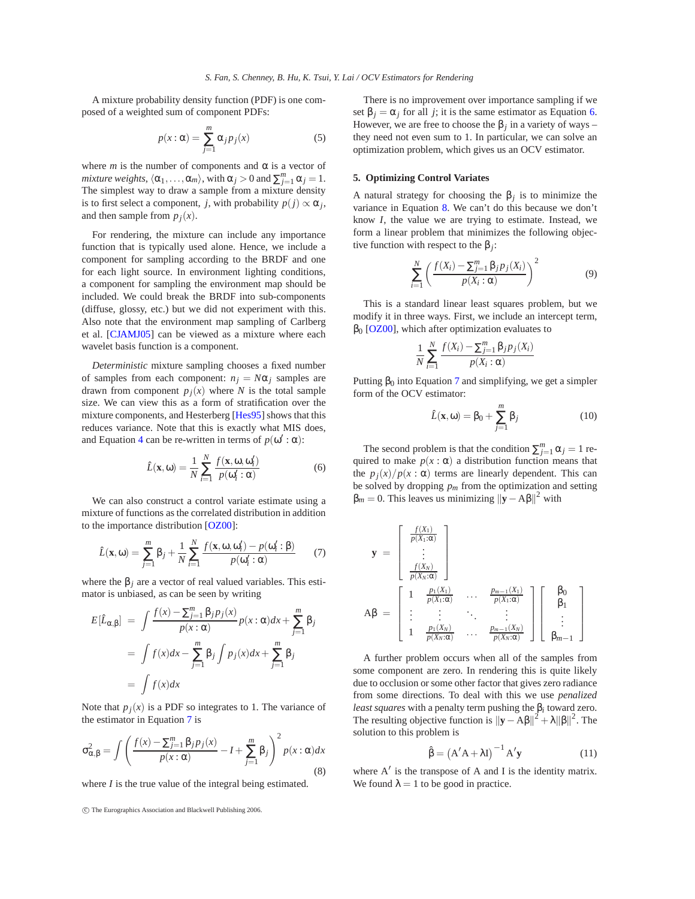A mixture probability density function (PDF) is one composed of a weighted sum of component PDFs:

$$p(x:\alpha) = \sum_{j=1}^{m} \alpha_j p_j(x) \tag{5}$$

where $m$ is the number of components and $\alpha$ is a vector of *mixture weights*, $\langle \alpha_1, \ldots, \alpha_m \rangle$, with $\alpha_j > 0$ and $\sum_{j=1}^{m} \alpha_j = 1$. The simplest way to draw a sample from a mixture density is to first select a component, $j$, with probability $p(j) \propto \alpha_j$, and then sample from $p_j(x)$.

For rendering, the mixture can include any importance function that is typically used alone. Hence, we include a component for sampling according to the BRDF and one for each light source. In environment lighting conditions, a component for sampling the environment map should be included. We could break the BRDF into sub-components (diffuse, glossy, etc.) but we did not experiment with this. Also note that the environment map sampling of Carlberg et al. [CJAMJ05] can be viewed as a mixture where each wavelet basis function is a component.

*Deterministic* mixture sampling chooses a fixed number of samples from each component: $n_j = N\alpha_j$ samples are drawn from component $p_j(x)$ where $N$ is the total sample size. We can view this as a form of stratification over the mixture components, and Hesterberg [Hes95] shows that this reduces variance. Note that this is exactly what MIS does, and Equation 4 can be re-written in terms of $p(\omega' : \alpha)$:

$$\hat{L}(\mathbf{x}, \omega) = \frac{1}{N} \sum_{i=1}^{N} \frac{f(\mathbf{x}, \omega, \omega'_i)}{p(\omega'_i : \alpha)} \tag{6}$$

We can also construct a control variate estimate using a mixture of functions as the correlated distribution in addition to the importance distribution [OZ00]:

$$\hat{L}(\mathbf{x}, \omega) = \sum_{j=1}^{m} \beta_j + \frac{1}{N} \sum_{i=1}^{N} \frac{f(\mathbf{x}, \omega, \omega'_i) - p(\omega'_i : \beta)}{p(\omega'_i : \alpha)} \tag{7}$$

where the $\beta_j$ are a vector of real valued variables. This estimator is unbiased, as can be seen by writing

$$\begin{aligned}
E[\hat{L}_{\alpha,\beta}] &= \int \frac{f(x) - \sum_{j=1}^{m} \beta_j p_j(x)}{p(x:\alpha)} p(x:\alpha) dx + \sum_{j=1}^{m} \beta_j \\
&= \int f(x) dx - \sum_{j=1}^{m} \beta_j \int p_j(x) dx + \sum_{j=1}^{m} \beta_j \\
&= \int f(x) dx
\end{aligned}$$

Note that $p_j(x)$ is a PDF so integrates to 1. The variance of the estimator in Equation 7 is

$$\sigma^2_{\alpha,\beta} = \int \left( \frac{f(x) - \sum_{j=1}^{m} \beta_j p_j(x)}{p(x:\alpha)} - I + \sum_{j=1}^{m} \beta_j \right)^2 p(x:\alpha) dx \tag{8}$$

where $I$ is the true value of the integral being estimated.

There is no improvement over importance sampling if we set $\beta_j = \alpha_j$ for all $j$; it is the same estimator as Equation 6. However, we are free to choose the $\beta_j$ in a variety of ways – they need not even sum to 1. In particular, we can solve an optimization problem, which gives us an OCV estimator.

## 5. Optimizing Control Variates

A natural strategy for choosing the $\beta_j$ is to minimize the variance in Equation 8. We can't do this because we don't know $I$, the value we are trying to estimate. Instead, we form a linear problem that minimizes the following objective function with respect to the $\beta_j$:

$$\sum_{i=1}^{N} \left( \frac{f(X_i) - \sum_{j=1}^{m} \beta_j p_j(X_i)}{p(X_i : \alpha)} \right)^2 \tag{9}$$

This is a standard linear least squares problem, but we modify it in three ways. First, we include an intercept term, $\beta_0$ [OZ00], which after optimization evaluates to

$$\frac{1}{N} \sum_{i=1}^{N} \frac{f(X_i) - \sum_{j=1}^{m} \beta_j p_j(X_i)}{p(X_i : \alpha)}$$

Putting $\beta_0$ into Equation 7 and simplifying, we get a simpler form of the OCV estimator:

$$\hat{L}(\mathbf{x}, \omega) = \beta_0 + \sum_{j=1}^{m} \beta_j \tag{10}$$

The second problem is that the condition $\sum_{j=1}^{m} \alpha_j = 1$ required to make $p(x:\alpha)$ a distribution function means that the $p_j(x)/p(x:\alpha)$ terms are linearly dependent. This can be solved by dropping $p_m$ from the optimization and setting $\beta_m = 0$. This leaves us minimizing $\|\mathbf{y} - \mathrm{A}\beta\|^2$ with

$$\mathbf{y} = \begin{bmatrix} \frac{f(X_1)}{p(X_1:\alpha)} \\ \vdots \\ \frac{f(X_N)}{p(X_N:\alpha)} \end{bmatrix}$$

$$\mathrm{A}\beta = \begin{bmatrix} 1 & \frac{p_1(X_1)}{p(X_1:\alpha)} & \cdots & \frac{p_{m-1}(X_1)}{p(X_1:\alpha)} \\ \vdots & \vdots & \ddots & \vdots \\ 1 & \frac{p_1(X_N)}{p(X_N:\alpha)} & \cdots & \frac{p_{m-1}(X_N)}{p(X_N:\alpha)} \end{bmatrix} \begin{bmatrix} \beta_0 \\ \beta_1 \\ \vdots \\ \beta_{m-1} \end{bmatrix}$$

A further problem occurs when all of the samples from some component are zero. In rendering this is quite likely due to occlusion or some other factor that gives zero radiance from some directions. To deal with this we use *penalized least squares* with a penalty term pushing the $\beta_i$ toward zero. The resulting objective function is $\|\mathbf{y} - \mathrm{A}\beta\|^2 + \lambda\|\beta\|^2$. The solution to this problem is

$$\hat{\beta} = \left(\mathrm{A}'\mathrm{A} + \lambda \mathrm{I}\right)^{-1} \mathrm{A}'\mathbf{y} \tag{11}$$

where $\mathrm{A}'$ is the transpose of $\mathrm{A}$ and $\mathrm{I}$ is the identity matrix. We found $\lambda = 1$ to be good in practice.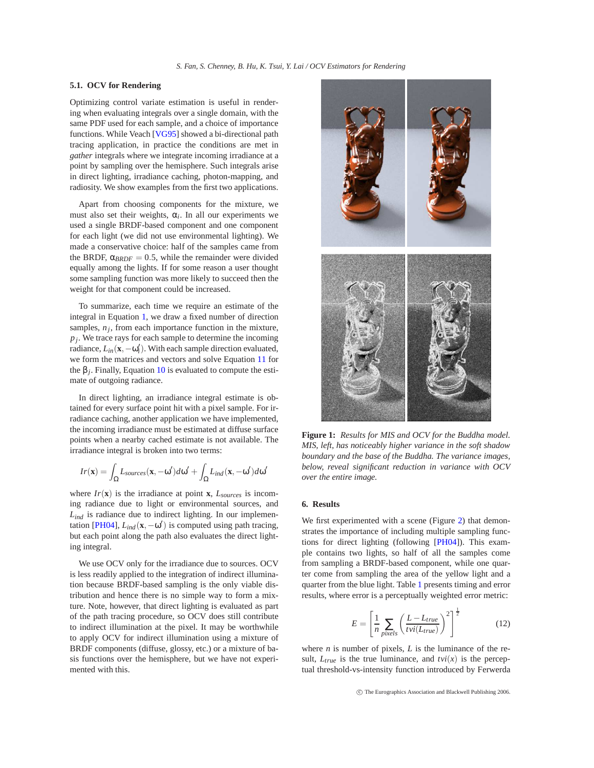### 5.1. OCV for Rendering

Optimizing control variate estimation is useful in rendering when evaluating integrals over a single domain, with the same PDF used for each sample, and a choice of importance functions. While Veach [VG95] showed a bi-directional path tracing application, in practice the conditions are met in *gather* integrals where we integrate incoming irradiance at a point by sampling over the hemisphere. Such integrals arise in direct lighting, irradiance caching, photon-mapping, and radiosity. We show examples from the first two applications.

Apart from choosing components for the mixture, we must also set their weights, $\alpha_i$. In all our experiments we used a single BRDF-based component and one component for each light (we did not use environmental lighting). We made a conservative choice: half of the samples came from the BRDF, $\alpha_{BRDF} = 0.5$, while the remainder were divided equally among the lights. If for some reason a user thought some sampling function was more likely to succeed then the weight for that component could be increased.

To summarize, each time we require an estimate of the integral in Equation 1, we draw a fixed number of direction samples, $n_j$, from each importance function in the mixture, $p_j$. We trace rays for each sample to determine the incoming radiance, $L_{in}(\mathbf{x}, -\omega_i')$. With each sample direction evaluated, we form the matrices and vectors and solve Equation 11 for the $\beta_j$. Finally, Equation 10 is evaluated to compute the estimate of outgoing radiance.

In direct lighting, an irradiance integral estimate is obtained for every surface point hit with a pixel sample. For irradiance caching, another application we have implemented, the incoming irradiance must be estimated at diffuse surface points when a nearby cached estimate is not available. The irradiance integral is broken into two terms:

$$Ir(\mathbf{x}) = \int_{\Omega} L_{sources}(\mathbf{x}, -\omega')d\omega' + \int_{\Omega} L_{ind}(\mathbf{x}, -\omega')d\omega'$$

where $Ir(\mathbf{x})$ is the irradiance at point $\mathbf{x}$, $L_{sources}$ is incoming radiance due to light or environmental sources, and $L_{ind}$ is radiance due to indirect lighting. In our implementation [PH04], $L_{ind}(\mathbf{x}, -\omega')$ is computed using path tracing, but each point along the path also evaluates the direct lighting integral.

We use OCV only for the irradiance due to sources. OCV is less readily applied to the integration of indirect illumination because BRDF-based sampling is the only viable distribution and hence there is no simple way to form a mixture. Note, however, that direct lighting is evaluated as part of the path tracing procedure, so OCV does still contribute to indirect illumination at the pixel. It may be worthwhile to apply OCV for indirect illumination using a mixture of BRDF components (diffuse, glossy, etc.) or a mixture of basis functions over the hemisphere, but we have not experimented with this.

**Figure 1:** *Results for MIS and OCV for the Buddha model. MIS, left, has noticeably higher variance in the soft shadow boundary and the base of the Buddha. The variance images, below, reveal significant reduction in variance with OCV over the entire image.*

## 6. Results

We first experimented with a scene (Figure 2) that demonstrates the importance of including multiple sampling functions for direct lighting (following [PH04]). This example contains two lights, so half of all the samples come from sampling a BRDF-based component, while one quarter come from sampling the area of the yellow light and a quarter from the blue light. Table 1 presents timing and error results, where error is a perceptually weighted error metric:

$$E = \left[ \frac{1}{n} \sum_{pixels} \left( \frac{L - L_{true}}{tvi(L_{true})} \right)^2 \right]^{\frac{1}{2}} \qquad (12)$$

where $n$ is number of pixels, $L$ is the luminance of the result, $L_{true}$ is the true luminance, and $tvi(x)$ is the perceptual threshold-vs-intensity function introduced by Ferwerda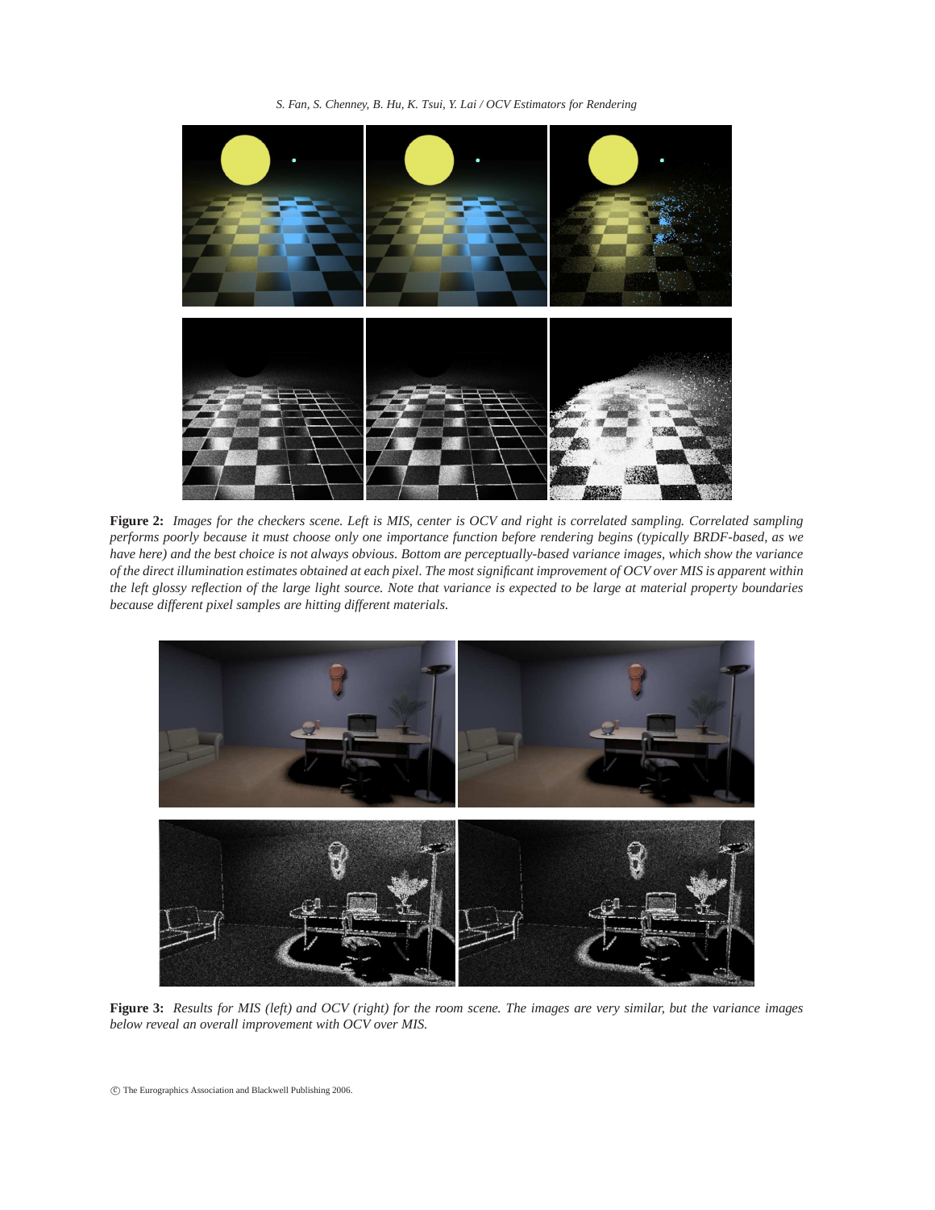**Figure 2:** *Images for the checkers scene. Left is MIS, center is OCV and right is correlated sampling. Correlated sampling performs poorly because it must choose only one importance function before rendering begins (typically BRDF-based, as we have here) and the best choice is not always obvious. Bottom are perceptually-based variance images, which show the variance of the direct illumination estimates obtained at each pixel. The most significant improvement of OCV over MIS is apparent within the left glossy reflection of the large light source. Note that variance is expected to be large at material property boundaries because different pixel samples are hitting different materials.*

**Figure 3:** *Results for MIS (left) and OCV (right) for the room scene. The images are very similar, but the variance images below reveal an overall improvement with OCV over MIS.*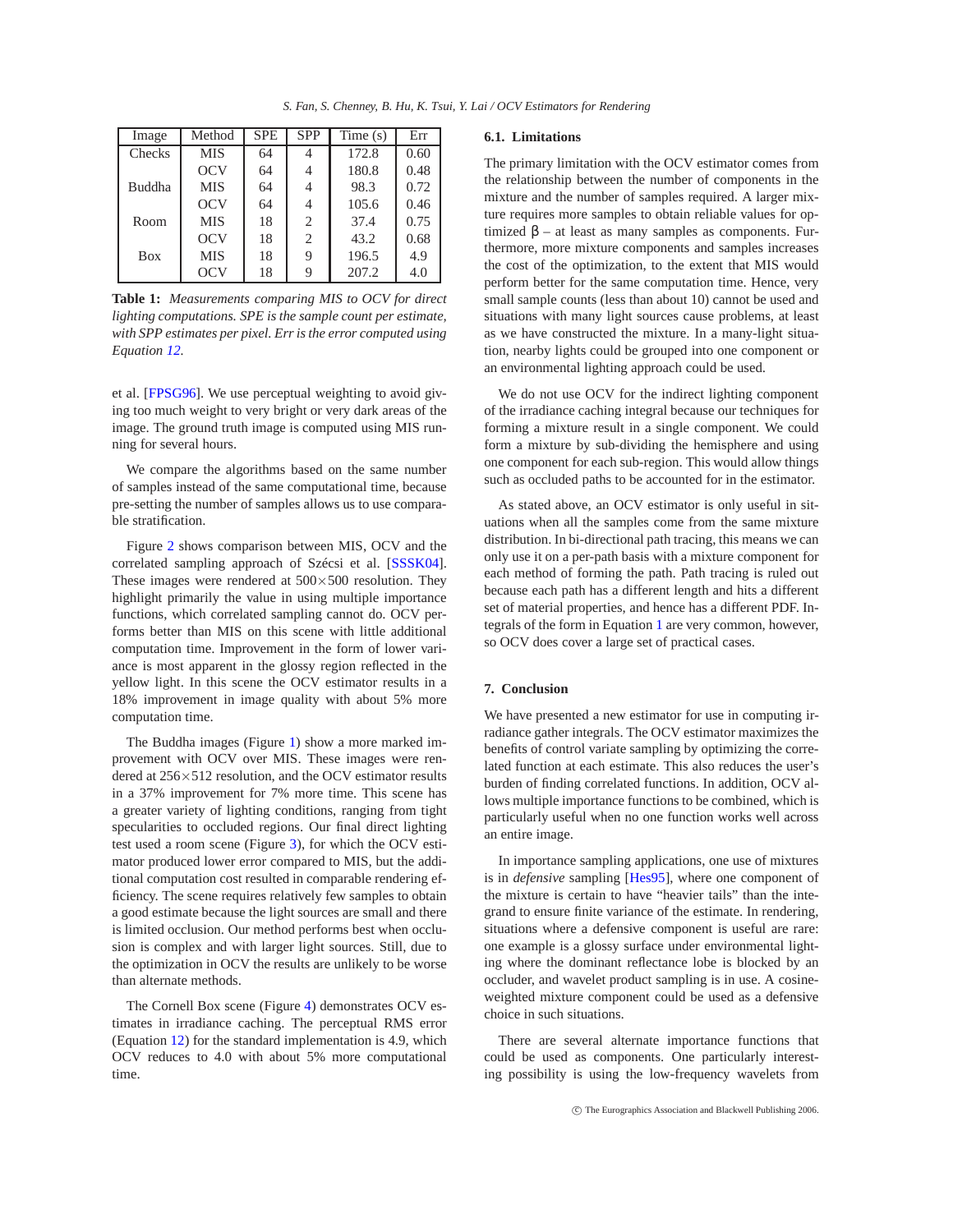| Image | Method | SPE | SPP | Time (s) | Err |
|---|---|---|---|---|---|
| Checks | MIS | 64 | 4 | 172.8 | 0.60 |
| | OCV | 64 | 4 | 180.8 | 0.48 |
| Buddha | MIS | 64 | 4 | 98.3 | 0.72 |
| | OCV | 64 | 4 | 105.6 | 0.46 |
| Room | MIS | 18 | 2 | 37.4 | 0.75 |
| | OCV | 18 | 2 | 43.2 | 0.68 |
| Box | MIS | 18 | 9 | 196.5 | 4.9 |
| | OCV | 18 | 9 | 207.2 | 4.0 |

**Table 1:** *Measurements comparing MIS to OCV for direct lighting computations. SPE is the sample count per estimate, with SPP estimates per pixel. Err is the error computed using Equation 12.*

et al. [FPSG96]. We use perceptual weighting to avoid giving too much weight to very bright or very dark areas of the image. The ground truth image is computed using MIS running for several hours.

We compare the algorithms based on the same number of samples instead of the same computational time, because pre-setting the number of samples allows us to use comparable stratification.

Figure 2 shows comparison between MIS, OCV and the correlated sampling approach of Szécsi et al. [SSSK04]. These images were rendered at 500×500 resolution. They highlight primarily the value in using multiple importance functions, which correlated sampling cannot do. OCV performs better than MIS on this scene with little additional computation time. Improvement in the form of lower variance is most apparent in the glossy region reflected in the yellow light. In this scene the OCV estimator results in a 18% improvement in image quality with about 5% more computation time.

The Buddha images (Figure 1) show a more marked improvement with OCV over MIS. These images were rendered at 256×512 resolution, and the OCV estimator results in a 37% improvement for 7% more time. This scene has a greater variety of lighting conditions, ranging from tight specularities to occluded regions. Our final direct lighting test used a room scene (Figure 3), for which the OCV estimator produced lower error compared to MIS, but the additional computation cost resulted in comparable rendering efficiency. The scene requires relatively few samples to obtain a good estimate because the light sources are small and there is limited occlusion. Our method performs best when occlusion is complex and with larger light sources. Still, due to the optimization in OCV the results are unlikely to be worse than alternate methods.

The Cornell Box scene (Figure 4) demonstrates OCV estimates in irradiance caching. The perceptual RMS error (Equation 12) for the standard implementation is 4.9, which OCV reduces to 4.0 with about 5% more computational time.

### 6.1. Limitations

The primary limitation with the OCV estimator comes from the relationship between the number of components in the mixture and the number of samples required. A larger mixture requires more samples to obtain reliable values for optimized $\beta$ – at least as many samples as components. Furthermore, more mixture components and samples increases the cost of the optimization, to the extent that MIS would perform better for the same computation time. Hence, very small sample counts (less than about 10) cannot be used and situations with many light sources cause problems, at least as we have constructed the mixture. In a many-light situation, nearby lights could be grouped into one component or an environmental lighting approach could be used.

We do not use OCV for the indirect lighting component of the irradiance caching integral because our techniques for forming a mixture result in a single component. We could form a mixture by sub-dividing the hemisphere and using one component for each sub-region. This would allow things such as occluded paths to be accounted for in the estimator.

As stated above, an OCV estimator is only useful in situations when all the samples come from the same mixture distribution. In bi-directional path tracing, this means we can only use it on a per-path basis with a mixture component for each method of forming the path. Path tracing is ruled out because each path has a different length and hits a different set of material properties, and hence has a different PDF. Integrals of the form in Equation 1 are very common, however, so OCV does cover a large set of practical cases.

## 7. Conclusion

We have presented a new estimator for use in computing irradiance gather integrals. The OCV estimator maximizes the benefits of control variate sampling by optimizing the correlated function at each estimate. This also reduces the user's burden of finding correlated functions. In addition, OCV allows multiple importance functions to be combined, which is particularly useful when no one function works well across an entire image.

In importance sampling applications, one use of mixtures is in *defensive* sampling [Hes95], where one component of the mixture is certain to have "heavier tails" than the integrand to ensure finite variance of the estimate. In rendering, situations where a defensive component is useful are rare: one example is a glossy surface under environmental lighting where the dominant reflectance lobe is blocked by an occluder, and wavelet product sampling is in use. A cosine-weighted mixture component could be used as a defensive choice in such situations.

There are several alternate importance functions that could be used as components. One particularly interesting possibility is using the low-frequency wavelets from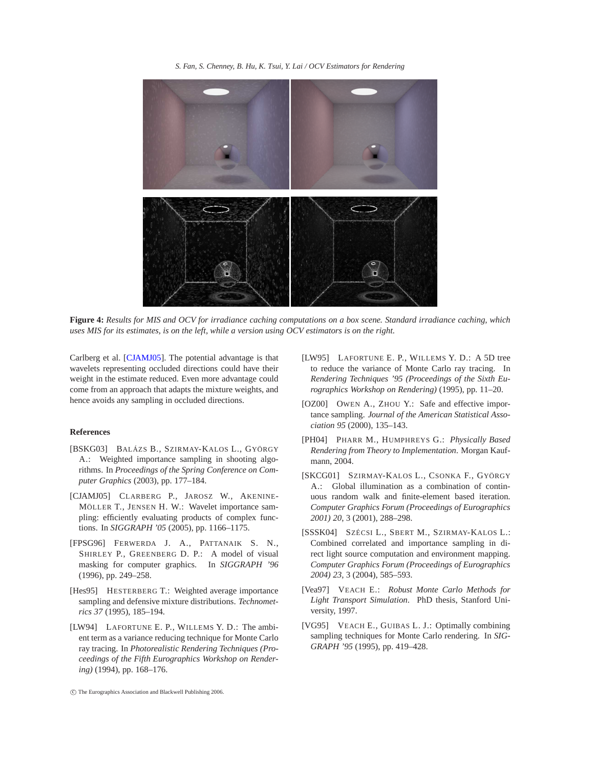**Figure 4:** *Results for MIS and OCV for irradiance caching computations on a box scene. Standard irradiance caching, which uses MIS for its estimates, is on the left, while a version using OCV estimators is on the right.*

Carlberg et al. [CJAMJ05]. The potential advantage is that wavelets representing occluded directions could have their weight in the estimate reduced. Even more advantage could come from an approach that adapts the mixture weights, and hence avoids any sampling in occluded directions.

## References

[BSKG03] BALÁZS B., SZIRMAY-KALOS L., GYÖRGY A.: Weighted importance sampling in shooting algorithms. In *Proceedings of the Spring Conference on Computer Graphics* (2003), pp. 177–184.

[CJAMJ05] CLARBERG P., JAROSZ W., AKENINE-MÖLLER T., JENSEN H. W.: Wavelet importance sampling: efficiently evaluating products of complex functions. In *SIGGRAPH '05* (2005), pp. 1166–1175.

[FPSG96] FERWERDA J. A., PATTANAIK S. N., SHIRLEY P., GREENBERG D. P.: A model of visual masking for computer graphics. In *SIGGRAPH '96* (1996), pp. 249–258.

[Hes95] HESTERBERG T.: Weighted average importance sampling and defensive mixture distributions. *Technometrics 37* (1995), 185–194.

[LW94] LAFORTUNE E. P., WILLEMS Y. D.: The ambient term as a variance reducing technique for Monte Carlo ray tracing. In *Photorealistic Rendering Techniques (Proceedings of the Fifth Eurographics Workshop on Rendering)* (1994), pp. 168–176.

[LW95] LAFORTUNE E. P., WILLEMS Y. D.: A 5D tree to reduce the variance of Monte Carlo ray tracing. In *Rendering Techniques '95 (Proceedings of the Sixth Eurographics Workshop on Rendering)* (1995), pp. 11–20.

[OZ00] OWEN A., ZHOU Y.: Safe and effective importance sampling. *Journal of the American Statistical Association 95* (2000), 135–143.

[PH04] PHARR M., HUMPHREYS G.: *Physically Based Rendering from Theory to Implementation*. Morgan Kaufmann, 2004.

[SKCG01] SZIRMAY-KALOS L., CSONKA F., GYÖRGY A.: Global illumination as a combination of continuous random walk and finite-element based iteration. *Computer Graphics Forum (Proceedings of Eurographics 2001) 20*, 3 (2001), 288–298.

[SSSK04] SZÉCSI L., SBERT M., SZIRMAY-KALOS L.: Combined correlated and importance sampling in direct light source computation and environment mapping. *Computer Graphics Forum (Proceedings of Eurographics 2004) 23*, 3 (2004), 585–593.

[Vea97] VEACH E.: *Robust Monte Carlo Methods for Light Transport Simulation*. PhD thesis, Stanford University, 1997.

[VG95] VEACH E., GUIBAS L. J.: Optimally combining sampling techniques for Monte Carlo rendering. In *SIGGRAPH '95* (1995), pp. 419–428.